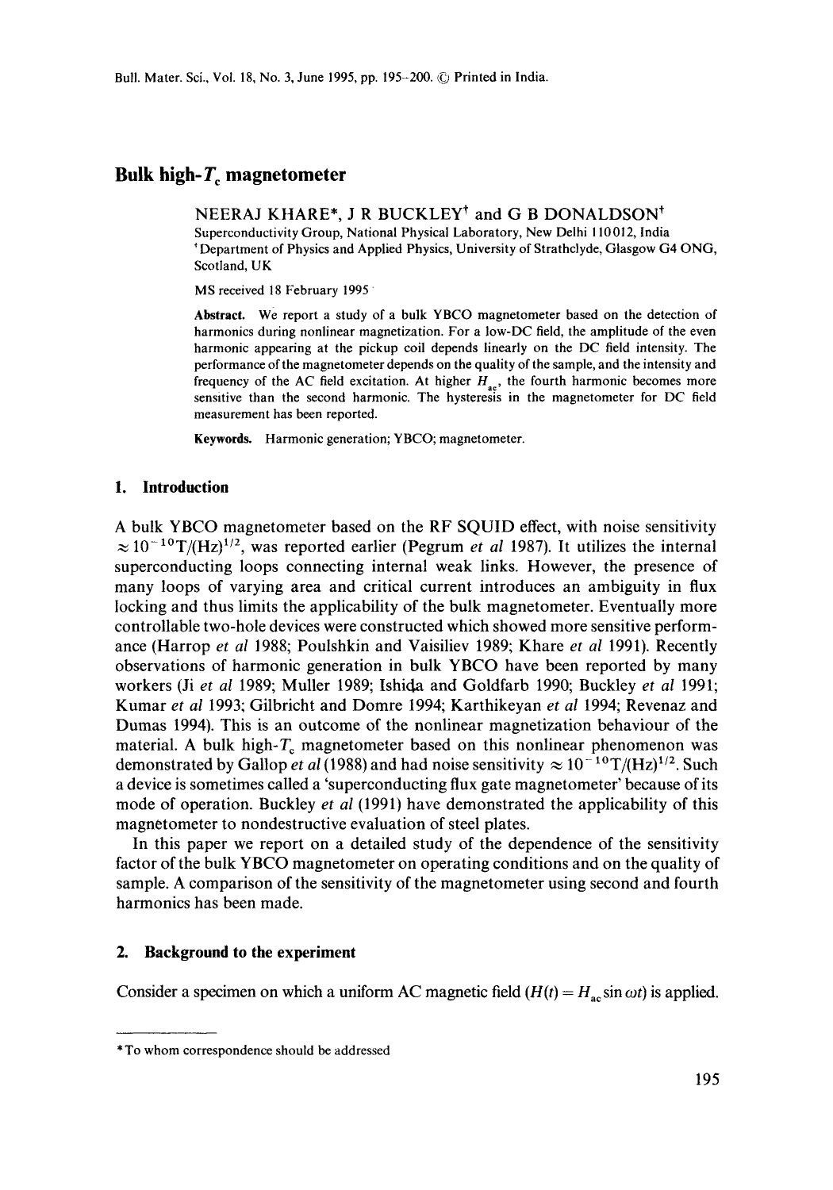# Bulk high-$T_c$ magnetometer

NEERAJ KHARE*, J R BUCKLEY[†] and G B DONALDSON[†]

Superconductivity Group, National Physical Laboratory, New Delhi 110012, India
[†]Department of Physics and Applied Physics, University of Strathclyde, Glasgow G4 ONG, Scotland, UK

MS received 18 February 1995

**Abstract.** We report a study of a bulk YBCO magnetometer based on the detection of harmonics during nonlinear magnetization. For a low-DC field, the amplitude of the even harmonic appearing at the pickup coil depends linearly on the DC field intensity. The performance of the magnetometer depends on the quality of the sample, and the intensity and frequency of the AC field excitation. At higher $H_{ac}$, the fourth harmonic becomes more sensitive than the second harmonic. The hysteresis in the magnetometer for DC field measurement has been reported.

**Keywords.** Harmonic generation; YBCO; magnetometer.

## 1. Introduction

A bulk YBCO magnetometer based on the RF SQUID effect, with noise sensitivity $\approx 10^{-10}\,\mathrm{T/(Hz)^{1/2}}$, was reported earlier (Pegrum *et al* 1987). It utilizes the internal superconducting loops connecting internal weak links. However, the presence of many loops of varying area and critical current introduces an ambiguity in flux locking and thus limits the applicability of the bulk magnetometer. Eventually more controllable two-hole devices were constructed which showed more sensitive performance (Harrop *et al* 1988; Poulshkin and Vaisiliev 1989; Khare *et al* 1991). Recently observations of harmonic generation in bulk YBCO have been reported by many workers (Ji *et al* 1989; Muller 1989; Ishida and Goldfarb 1990; Buckley *et al* 1991; Kumar *et al* 1993; Gilbricht and Domre 1994; Karthikeyan *et al* 1994; Revenaz and Dumas 1994). This is an outcome of the nonlinear magnetization behaviour of the material. A bulk high-$T_c$ magnetometer based on this nonlinear phenomenon was demonstrated by Gallop *et al* (1988) and had noise sensitivity $\approx 10^{-10}\,\mathrm{T/(Hz)^{1/2}}$. Such a device is sometimes called a 'superconducting flux gate magnetometer' because of its mode of operation. Buckley *et al* (1991) have demonstrated the applicability of this magnetometer to nondestructive evaluation of steel plates.

In this paper we report on a detailed study of the dependence of the sensitivity factor of the bulk YBCO magnetometer on operating conditions and on the quality of sample. A comparison of the sensitivity of the magnetometer using second and fourth harmonics has been made.

## 2. Background to the experiment

Consider a specimen on which a uniform AC magnetic field ($H(t) = H_{ac} \sin \omega t$) is applied.

---

*To whom correspondence should be addressed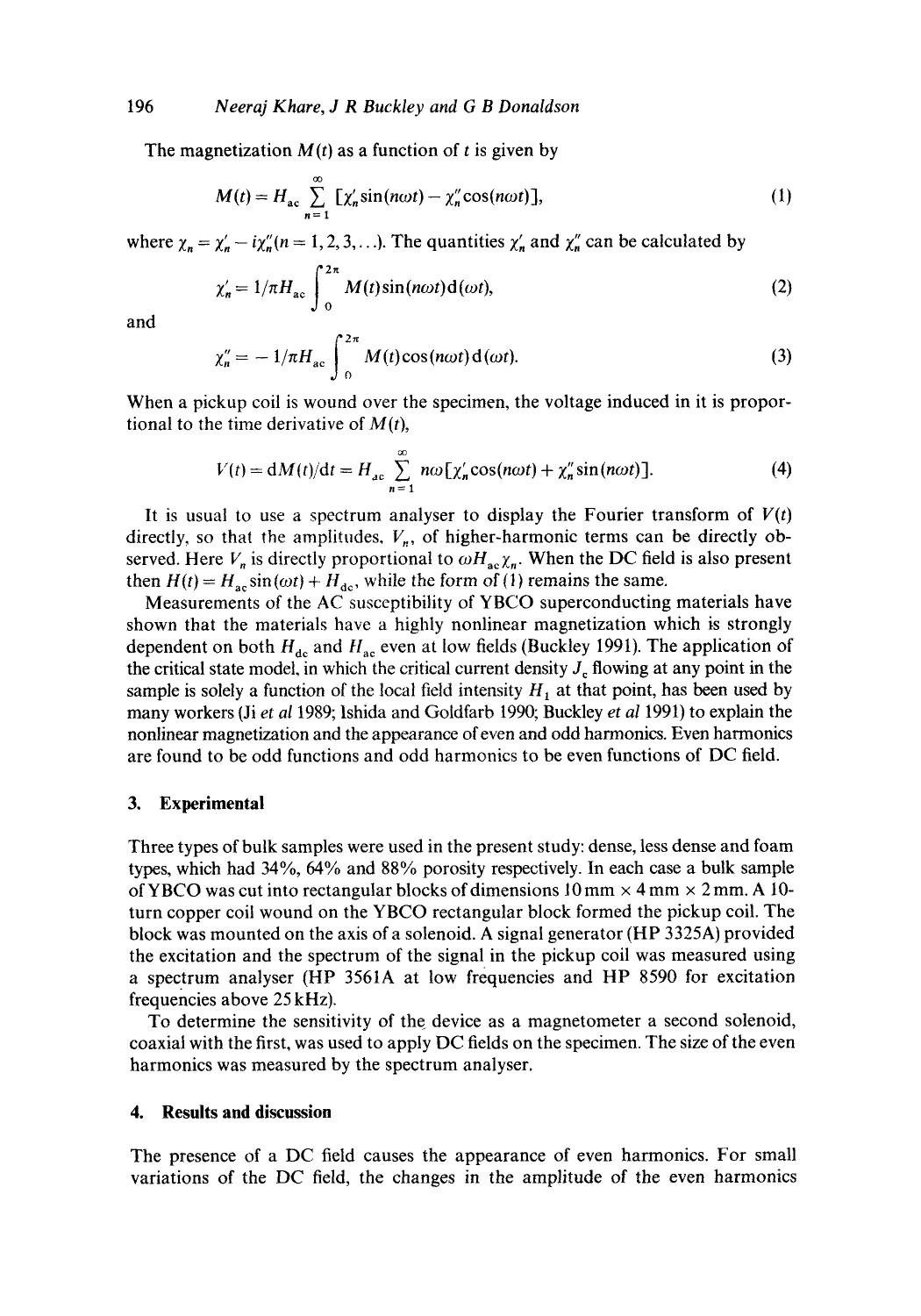The magnetization $M(t)$ as a function of $t$ is given by

$$M(t) = H_{ac} \sum_{n=1}^{\infty} [\chi_n' \sin(n\omega t) - \chi_n'' \cos(n\omega t)], \tag{1}$$

where $\chi_n = \chi_n' - i\chi_n''(n = 1, 2, 3, \ldots)$. The quantities $\chi_n'$ and $\chi_n''$ can be calculated by

$$\chi_n' = 1/\pi H_{ac} \int_0^{2\pi} M(t) \sin(n\omega t) \mathrm{d}(\omega t), \tag{2}$$

and

$$\chi_n'' = -1/\pi H_{ac} \int_0^{2\pi} M(t) \cos(n\omega t) \mathrm{d}(\omega t). \tag{3}$$

When a pickup coil is wound over the specimen, the voltage induced in it is proportional to the time derivative of $M(t)$,

$$V(t) = \mathrm{d}M(t)/\mathrm{d}t = H_{ac} \sum_{n=1}^{\infty} n\omega [\chi_n' \cos(n\omega t) + \chi_n'' \sin(n\omega t)]. \tag{4}$$

It is usual to use a spectrum analyser to display the Fourier transform of $V(t)$ directly, so that the amplitudes, $V_n$, of higher-harmonic terms can be directly observed. Here $V_n$ is directly proportional to $\omega H_{ac} \chi_n$. When the DC field is also present then $H(t) = H_{ac} \sin(\omega t) + H_{dc}$, while the form of (1) remains the same.

Measurements of the AC susceptibility of YBCO superconducting materials have shown that the materials have a highly nonlinear magnetization which is strongly dependent on both $H_{dc}$ and $H_{ac}$ even at low fields (Buckley 1991). The application of the critical state model, in which the critical current density $J_c$ flowing at any point in the sample is solely a function of the local field intensity $H_1$ at that point, has been used by many workers (Ji *et al* 1989; Ishida and Goldfarb 1990; Buckley *et al* 1991) to explain the nonlinear magnetization and the appearance of even and odd harmonics. Even harmonics are found to be odd functions and odd harmonics to be even functions of DC field.

## 3. Experimental

Three types of bulk samples were used in the present study: dense, less dense and foam types, which had 34%, 64% and 88% porosity respectively. In each case a bulk sample of YBCO was cut into rectangular blocks of dimensions 10 mm × 4 mm × 2 mm. A 10-turn copper coil wound on the YBCO rectangular block formed the pickup coil. The block was mounted on the axis of a solenoid. A signal generator (HP 3325A) provided the excitation and the spectrum of the signal in the pickup coil was measured using a spectrum analyser (HP 3561A at low frequencies and HP 8590 for excitation frequencies above 25 kHz).

To determine the sensitivity of the device as a magnetometer a second solenoid, coaxial with the first, was used to apply DC fields on the specimen. The size of the even harmonics was measured by the spectrum analyser.

## 4. Results and discussion

The presence of a DC field causes the appearance of even harmonics. For small variations of the DC field, the changes in the amplitude of the even harmonics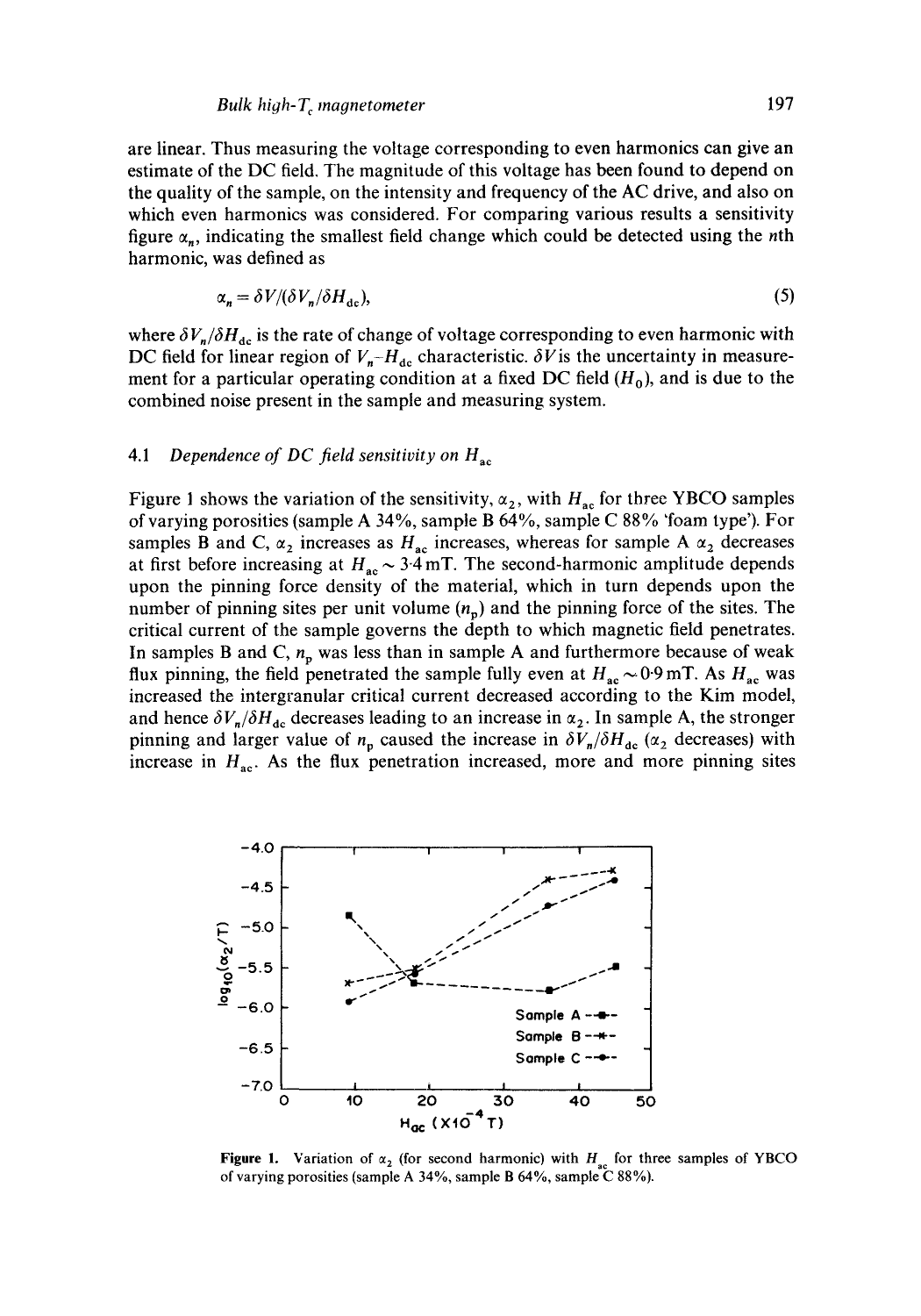are linear. Thus measuring the voltage corresponding to even harmonics can give an estimate of the DC field. The magnitude of this voltage has been found to depend on the quality of the sample, on the intensity and frequency of the AC drive, and also on which even harmonics was considered. For comparing various results a sensitivity figure $\alpha_n$, indicating the smallest field change which could be detected using the $n$th harmonic, was defined as

$$\alpha_n = \delta V/(\delta V_n/\delta H_{dc}), \tag{5}$$

where $\delta V_n/\delta H_{dc}$ is the rate of change of voltage corresponding to even harmonic with DC field for linear region of $V_n$–$H_{dc}$ characteristic. $\delta V$ is the uncertainty in measurement for a particular operating condition at a fixed DC field ($H_0$), and is due to the combined noise present in the sample and measuring system.

### 4.1 *Dependence of DC field sensitivity on* $H_{ac}$

Figure 1 shows the variation of the sensitivity, $\alpha_2$, with $H_{ac}$ for three YBCO samples of varying porosities (sample A 34%, sample B 64%, sample C 88% 'foam type'). For samples B and C, $\alpha_2$ increases as $H_{ac}$ increases, whereas for sample A $\alpha_2$ decreases at first before increasing at $H_{ac} \sim 3.4$ mT. The second-harmonic amplitude depends upon the pinning force density of the material, which in turn depends upon the number of pinning sites per unit volume ($n_p$) and the pinning force of the sites. The critical current of the sample governs the depth to which magnetic field penetrates. In samples B and C, $n_p$ was less than in sample A and furthermore because of weak flux pinning, the field penetrated the sample fully even at $H_{ac} \sim 0.9$ mT. As $H_{ac}$ was increased the intergranular critical current decreased according to the Kim model, and hence $\delta V_n/\delta H_{dc}$ decreases leading to an increase in $\alpha_2$. In sample A, the stronger pinning and larger value of $n_p$ caused the increase in $\delta V_n/\delta H_{dc}$ ($\alpha_2$ decreases) with increase in $H_{ac}$. As the flux penetration increased, more and more pinning sites

**Figure 1.** Variation of $\alpha_2$ (for second harmonic) with $H_{ac}$ for three samples of YBCO of varying porosities (sample A 34%, sample B 64%, sample C 88%).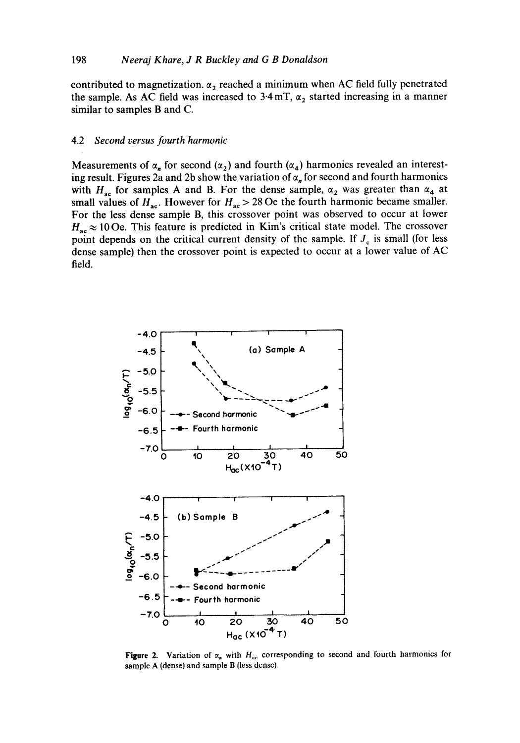contributed to magnetization. $\alpha_2$ reached a minimum when AC field fully penetrated the sample. As AC field was increased to 3·4 mT, $\alpha_2$ started increasing in a manner similar to samples B and C.

### 4.2 Second versus fourth harmonic

Measurements of $\alpha_n$ for second ($\alpha_2$) and fourth ($\alpha_4$) harmonics revealed an interesting result. Figures 2a and 2b show the variation of $\alpha_n$ for second and fourth harmonics with $H_{ac}$ for samples A and B. For the dense sample, $\alpha_2$ was greater than $\alpha_4$ at small values of $H_{ac}$. However for $H_{ac} > 28$ Oe the fourth harmonic became smaller. For the less dense sample B, this crossover point was observed to occur at lower $H_{ac} \approx 10$ Oe. This feature is predicted in Kim's critical state model. The crossover point depends on the critical current density of the sample. If $J_c$ is small (for less dense sample) then the crossover point is expected to occur at a lower value of AC field.

**Figure 2.** Variation of $\alpha_n$ with $H_{ac}$ corresponding to second and fourth harmonics for sample A (dense) and sample B (less dense).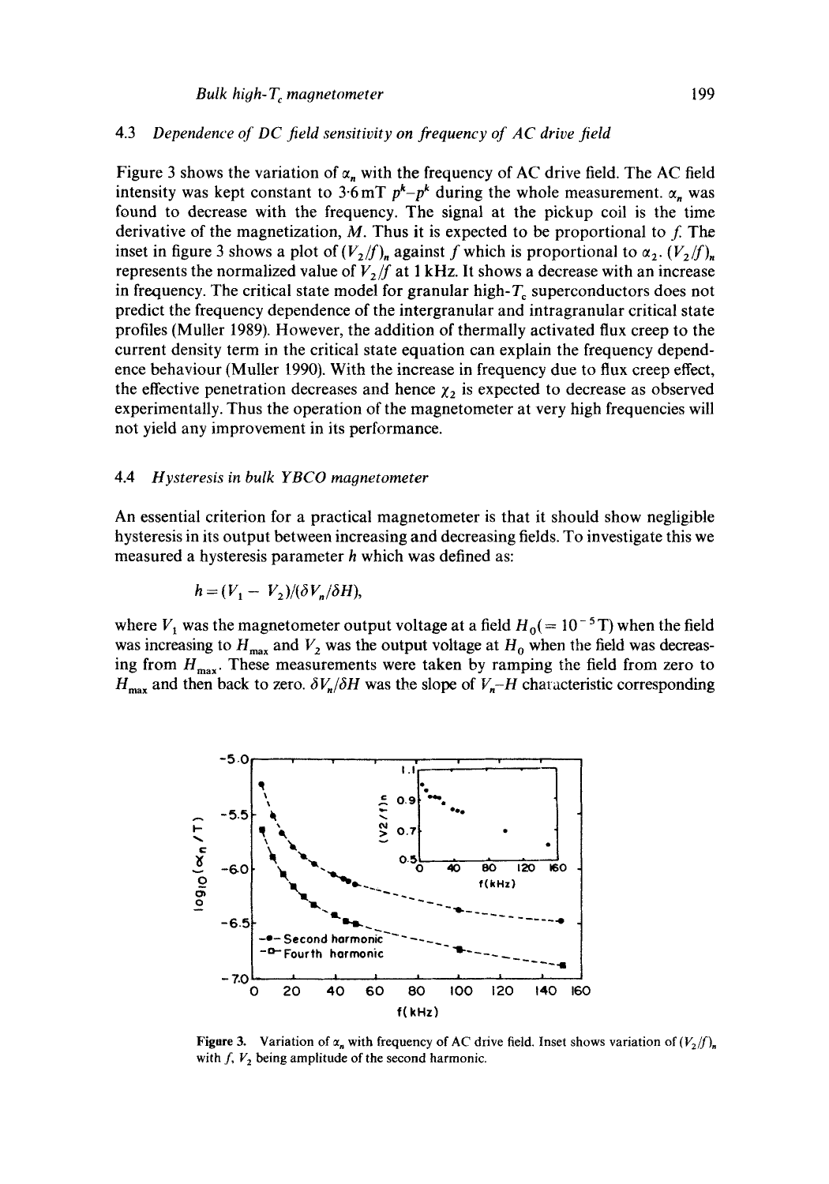### 4.3 *Dependence of DC field sensitivity on frequency of AC drive field*

Figure 3 shows the variation of $\alpha_n$ with the frequency of AC drive field. The AC field intensity was kept constant to 3·6 mT $p^k$–$p^k$ during the whole measurement. $\alpha_n$ was found to decrease with the frequency. The signal at the pickup coil is the time derivative of the magnetization, $M$. Thus it is expected to be proportional to $f$. The inset in figure 3 shows a plot of $(V_2/f)_n$ against $f$ which is proportional to $\alpha_2$. $(V_2/f)_n$ represents the normalized value of $V_2/f$ at 1 kHz. It shows a decrease with an increase in frequency. The critical state model for granular high-$T_c$ superconductors does not predict the frequency dependence of the intergranular and intragranular critical state profiles (Muller 1989). However, the addition of thermally activated flux creep to the current density term in the critical state equation can explain the frequency dependence behaviour (Muller 1990). With the increase in frequency due to flux creep effect, the effective penetration decreases and hence $\chi_2$ is expected to decrease as observed experimentally. Thus the operation of the magnetometer at very high frequencies will not yield any improvement in its performance.

### 4.4 *Hysteresis in bulk YBCO magnetometer*

An essential criterion for a practical magnetometer is that it should show negligible hysteresis in its output between increasing and decreasing fields. To investigate this we measured a hysteresis parameter $h$ which was defined as:

$$h = (V_1 - V_2)/(\delta V_n/\delta H),$$

where $V_1$ was the magnetometer output voltage at a field $H_0 (= 10^{-5}\,\text{T})$ when the field was increasing to $H_{max}$ and $V_2$ was the output voltage at $H_0$ when the field was decreasing from $H_{max}$. These measurements were taken by ramping the field from zero to $H_{max}$ and then back to zero. $\delta V_n/\delta H$ was the slope of $V_n$–$H$ characteristic corresponding

**Figure 3.** Variation of $\alpha_n$ with frequency of AC drive field. Inset shows variation of $(V_2/f)_n$ with $f$, $V_2$ being amplitude of the second harmonic.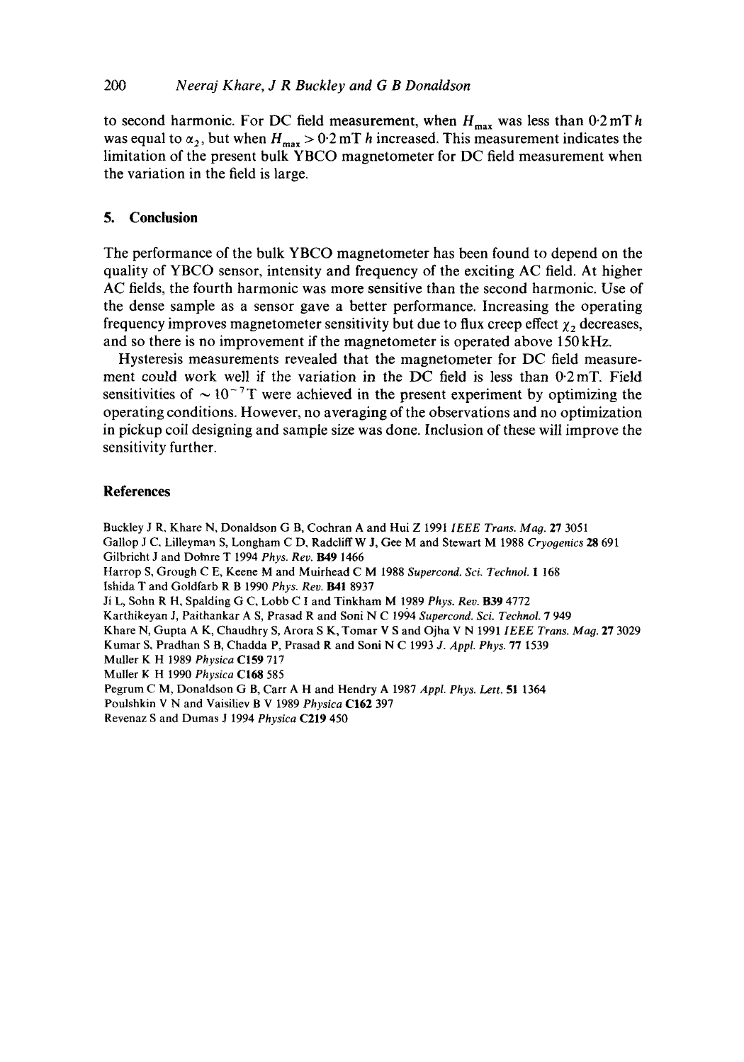to second harmonic. For DC field measurement, when $H_{max}$ was less than 0·2 mT $h$ was equal to $\alpha_2$, but when $H_{max} > 0{\cdot}2$ mT $h$ increased. This measurement indicates the limitation of the present bulk YBCO magnetometer for DC field measurement when the variation in the field is large.

## 5. Conclusion

The performance of the bulk YBCO magnetometer has been found to depend on the quality of YBCO sensor, intensity and frequency of the exciting AC field. At higher AC fields, the fourth harmonic was more sensitive than the second harmonic. Use of the dense sample as a sensor gave a better performance. Increasing the operating frequency improves magnetometer sensitivity but due to flux creep effect $\chi_2$ decreases, and so there is no improvement if the magnetometer is operated above 150 kHz.

Hysteresis measurements revealed that the magnetometer for DC field measurement could work well if the variation in the DC field is less than 0·2 mT. Field sensitivities of $\sim 10^{-7}$ T were achieved in the present experiment by optimizing the operating conditions. However, no averaging of the observations and no optimization in pickup coil designing and sample size was done. Inclusion of these will improve the sensitivity further.

## References

Buckley J R, Khare N, Donaldson G B, Cochran A and Hui Z 1991 *IEEE Trans. Mag.* **27** 3051

Gallop J C, Lilleyman S, Longham C D, Radcliff W J, Gee M and Stewart M 1988 *Cryogenics* **28** 691

Gilbricht J and Dohnre T 1994 *Phys. Rev.* **B49** 1466

Harrop S, Grough C E, Keene M and Muirhead C M 1988 *Supercond. Sci. Technol.* **1** 168

Ishida T and Goldfarb R B 1990 *Phys. Rev.* **B41** 8937

Ji L, Sohn R H, Spalding G C, Lobb C I and Tinkham M 1989 *Phys. Rev.* **B39** 4772

Karthikeyan J, Paithankar A S, Prasad R and Soni N C 1994 *Supercond. Sci. Technol.* **7** 949

Khare N, Gupta A K, Chaudhry S, Arora S K, Tomar V S and Ojha V N 1991 *IEEE Trans. Mag.* **27** 3029

Kumar S, Pradhan S B, Chadda P, Prasad R and Soni N C 1993 *J. Appl. Phys.* **77** 1539

Muller K H 1989 *Physica* **C159** 717

Muller K H 1990 *Physica* **C168** 585

Pegrum C M, Donaldson G B, Carr A H and Hendry A 1987 *Appl. Phys. Lett.* **51** 1364

Poulshkin V N and Vaisiliev B V 1989 *Physica* **C162** 397

Revenaz S and Dumas J 1994 *Physica* **C219** 450